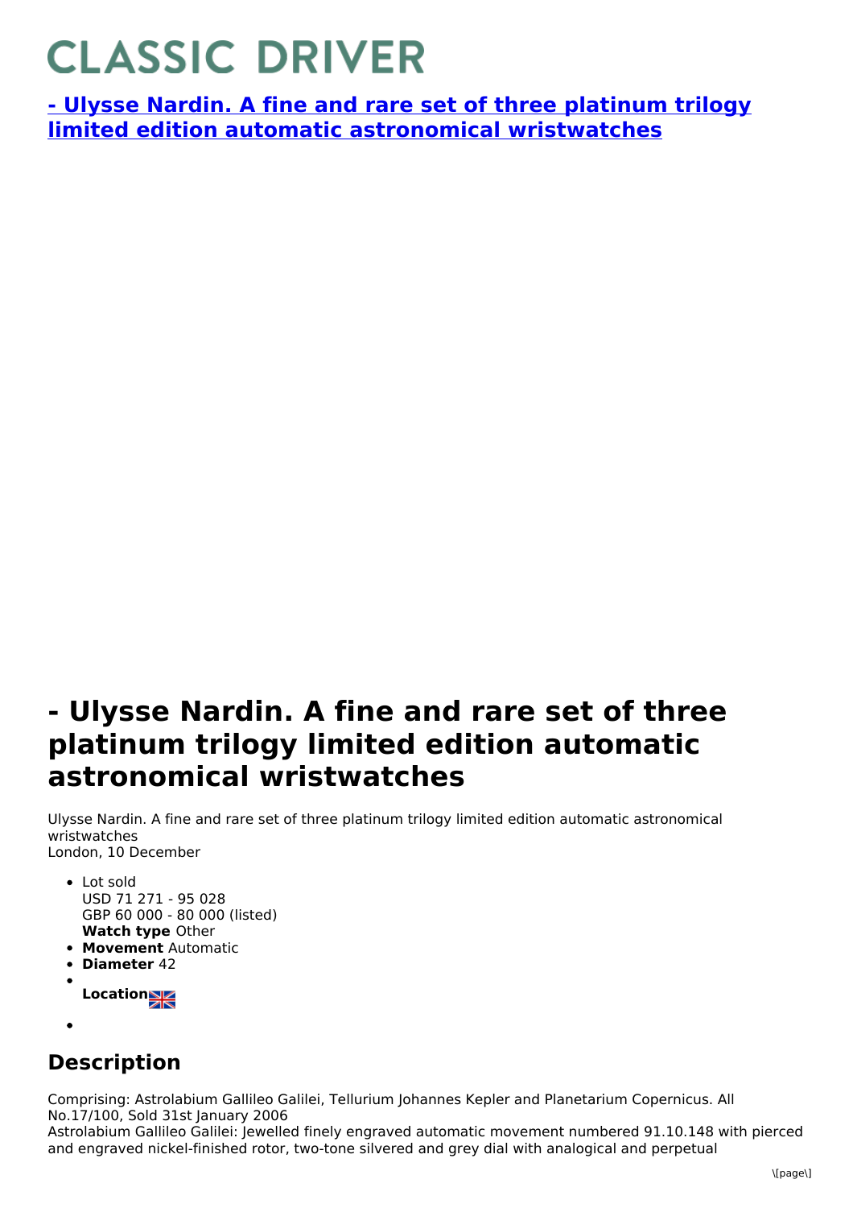# CLASSIC DRIVER

**[- Ulysse Nardin. A fine and rare set of three platinum trilogy limited edition automatic astronomical wristwatches]()**

# - Ulysse Nardin. A fine and rare set of three platinum trilogy limited edition automatic astronomical wristwatches

Ulysse Nardin. A fine and rare set of three platinum trilogy limited edition automatic astronomical wristwatches
London, 10 December

- Lot sold
  USD 71 271 - 95 028
  GBP 60 000 - 80 000 (listed)
  **Watch type** Other
- **Movement** Automatic
- **Diameter** 42
- **Location**
- 

## Description

Comprising: Astrolabium Gallileo Galilei, Tellurium Johannes Kepler and Planetarium Copernicus. All No.17/100, Sold 31st January 2006
Astrolabium Gallileo Galilei: Jewelled finely engraved automatic movement numbered 91.10.148 with pierced and engraved nickel-finished rotor, two-tone silvered and grey dial with analogical and perpetual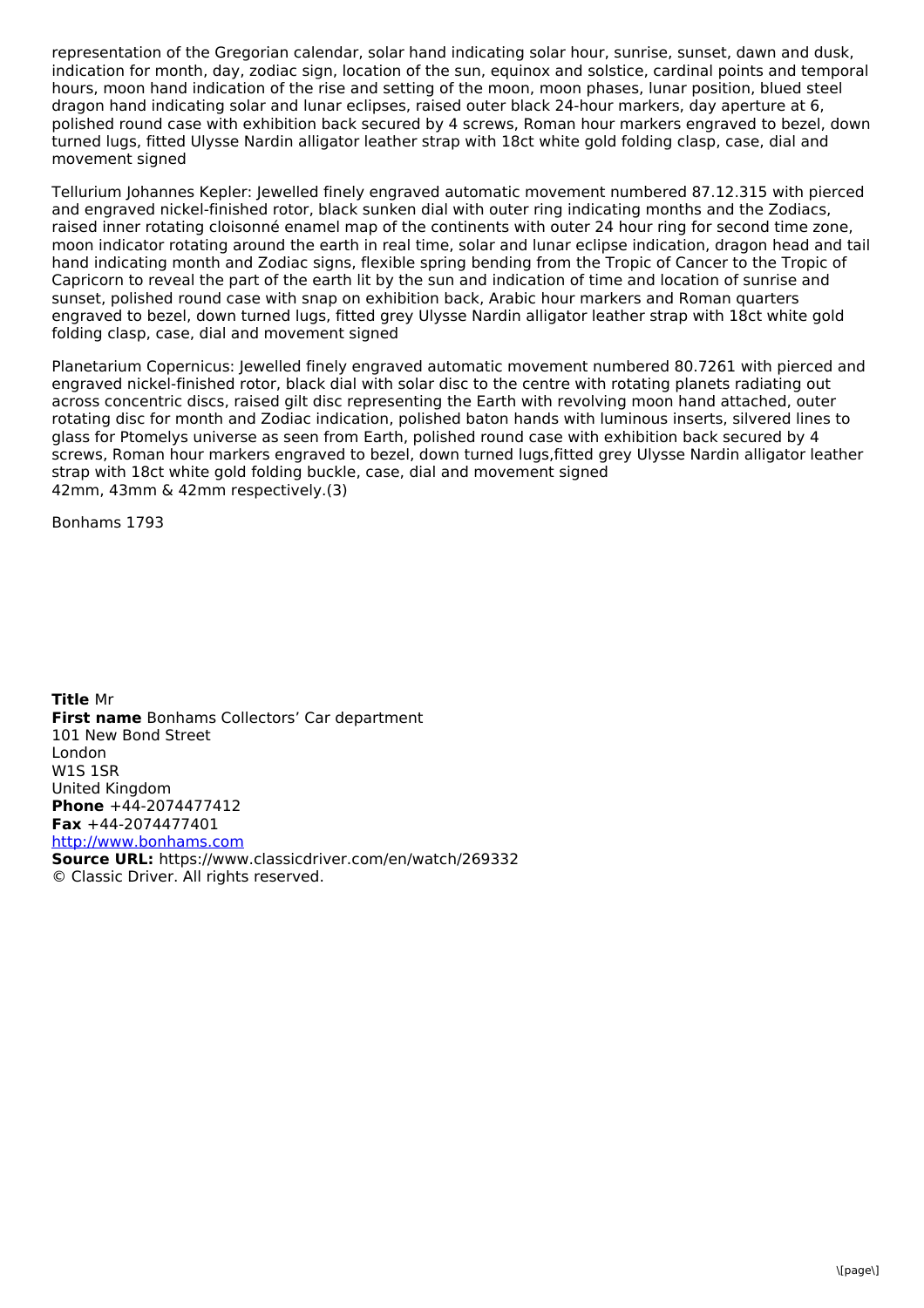representation of the Gregorian calendar, solar hand indicating solar hour, sunrise, sunset, dawn and dusk, indication for month, day, zodiac sign, location of the sun, equinox and solstice, cardinal points and temporal hours, moon hand indication of the rise and setting of the moon, moon phases, lunar position, blued steel dragon hand indicating solar and lunar eclipses, raised outer black 24-hour markers, day aperture at 6, polished round case with exhibition back secured by 4 screws, Roman hour markers engraved to bezel, down turned lugs, fitted Ulysse Nardin alligator leather strap with 18ct white gold folding clasp, case, dial and movement signed

Tellurium Johannes Kepler: Jewelled finely engraved automatic movement numbered 87.12.315 with pierced and engraved nickel-finished rotor, black sunken dial with outer ring indicating months and the Zodiacs, raised inner rotating cloisonné enamel map of the continents with outer 24 hour ring for second time zone, moon indicator rotating around the earth in real time, solar and lunar eclipse indication, dragon head and tail hand indicating month and Zodiac signs, flexible spring bending from the Tropic of Cancer to the Tropic of Capricorn to reveal the part of the earth lit by the sun and indication of time and location of sunrise and sunset, polished round case with snap on exhibition back, Arabic hour markers and Roman quarters engraved to bezel, down turned lugs, fitted grey Ulysse Nardin alligator leather strap with 18ct white gold folding clasp, case, dial and movement signed

Planetarium Copernicus: Jewelled finely engraved automatic movement numbered 80.7261 with pierced and engraved nickel-finished rotor, black dial with solar disc to the centre with rotating planets radiating out across concentric discs, raised gilt disc representing the Earth with revolving moon hand attached, outer rotating disc for month and Zodiac indication, polished baton hands with luminous inserts, silvered lines to glass for Ptomelys universe as seen from Earth, polished round case with exhibition back secured by 4 screws, Roman hour markers engraved to bezel, down turned lugs,fitted grey Ulysse Nardin alligator leather strap with 18ct white gold folding buckle, case, dial and movement signed
42mm, 43mm & 42mm respectively.(3)

Bonhams 1793

**Title** Mr
**First name** Bonhams Collectors' Car department
101 New Bond Street
London
W1S 1SR
United Kingdom
**Phone** +44-2074477412
**Fax** +44-2074477401
[http://www.bonhams.com](http://www.bonhams.com)
**Source URL:** https://www.classicdriver.com/en/watch/269332
© Classic Driver. All rights reserved.